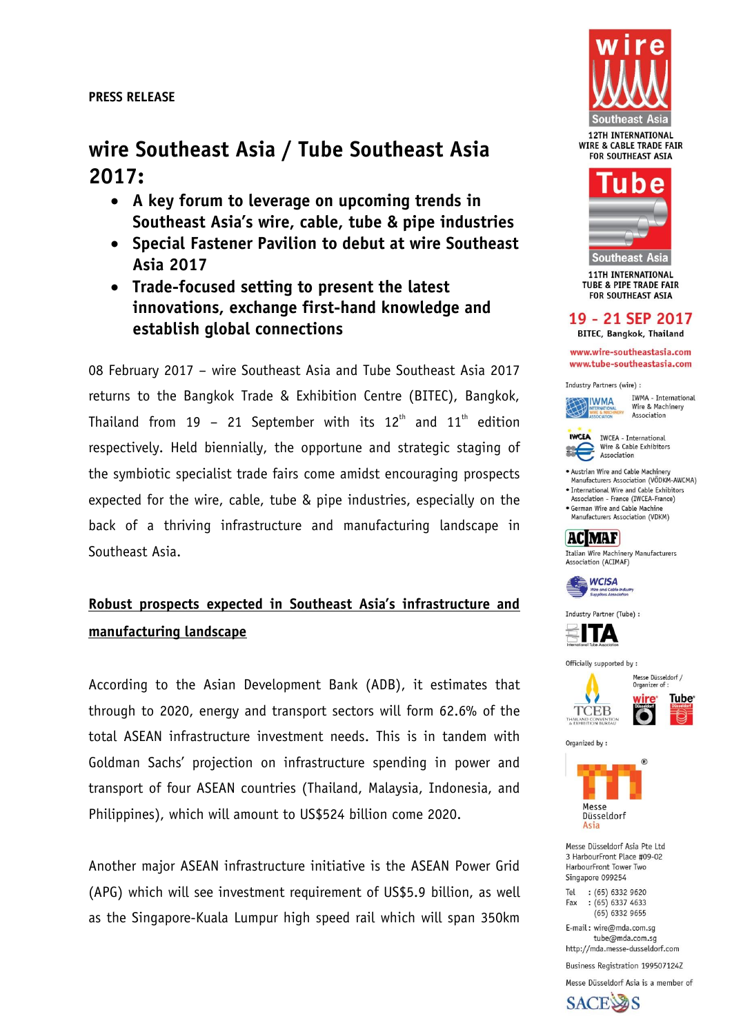**PRESS RELEASE**

# wire Southeast Asia / Tube Southeast Asia 2017:

- **A key forum to leverage on upcoming trends in Southeast Asia's wire, cable, tube & pipe industries**
- **Special Fastener Pavilion to debut at wire Southeast Asia 2017**
- **Trade-focused setting to present the latest innovations, exchange first-hand knowledge and establish global connections**

08 February 2017 – wire Southeast Asia and Tube Southeast Asia 2017 returns to the Bangkok Trade & Exhibition Centre (BITEC), Bangkok, Thailand from 19 – 21 September with its 12th and 11th edition respectively. Held biennially, the opportune and strategic staging of the symbiotic specialist trade fairs come amidst encouraging prospects expected for the wire, cable, tube & pipe industries, especially on the back of a thriving infrastructure and manufacturing landscape in Southeast Asia.

## Robust prospects expected in Southeast Asia's infrastructure and manufacturing landscape

According to the Asian Development Bank (ADB), it estimates that through to 2020, energy and transport sectors will form 62.6% of the total ASEAN infrastructure investment needs. This is in tandem with Goldman Sachs' projection on infrastructure spending in power and transport of four ASEAN countries (Thailand, Malaysia, Indonesia, and Philippines), which will amount to US$524 billion come 2020.

Another major ASEAN infrastructure initiative is the ASEAN Power Grid (APG) which will see investment requirement of US$5.9 billion, as well as the Singapore-Kuala Lumpur high speed rail which will span 350km

wire Southeast Asia
12TH INTERNATIONAL WIRE & CABLE TRADE FAIR FOR SOUTHEAST ASIA

Tube Southeast Asia
11TH INTERNATIONAL TUBE & PIPE TRADE FAIR FOR SOUTHEAST ASIA

**19 - 21 SEP 2017**
BITEC, Bangkok, Thailand

www.wire-southeastasia.com
www.tube-southeastasia.com

Industry Partners (wire) :

IWMA - International Wire & Machinery Association

IWCEA - International Wire & Cable Exhibitors Association

- Austrian Wire and Cable Machinery Manufacturers Association (VÖDKM-AWCMA)
- International Wire and Cable Exhibitors Association - France (IWCEA-France)
- German Wire and Cable Machine Manufacturers Association (VDKM)

Italian Wire Machinery Manufacturers Association (ACIMAF)

WCISA Wire and Cable Industry Suppliers Association

Industry Partner (Tube) :

ITA International Tube Association

Officially supported by :

TCEB Thailand Convention & Exhibition Bureau

Messe Düsseldorf / Organizer of : wire Düsseldorf, Tube Düsseldorf

Organized by :

Messe Düsseldorf Asia

Messe Düsseldorf Asia Pte Ltd
3 HarbourFront Place #09-02
HarbourFront Tower Two
Singapore 099254

Tel : (65) 6332 9620
Fax : (65) 6337 4633
(65) 6332 9655

E-mail : wire@mda.com.sg
tube@mda.com.sg
http://mda.messe-dusseldorf.com

Business Registration 199507124Z

Messe Düsseldorf Asia is a member of SACEOS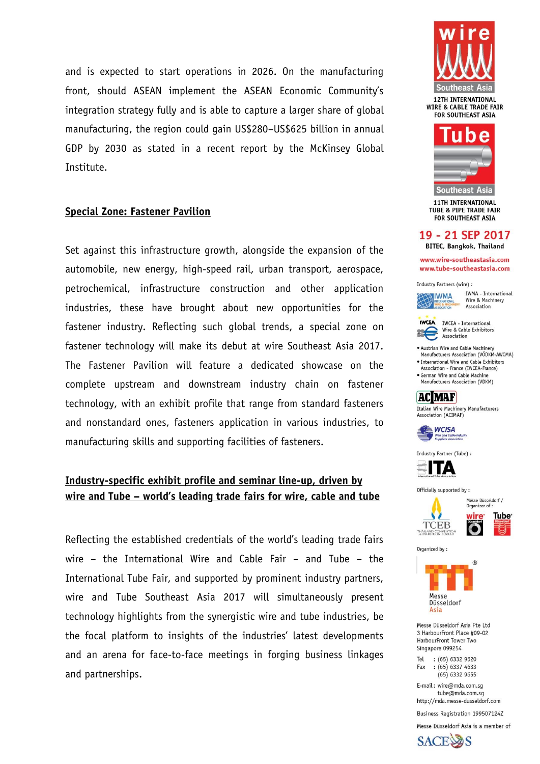and is expected to start operations in 2026. On the manufacturing front, should ASEAN implement the ASEAN Economic Community's integration strategy fully and is able to capture a larger share of global manufacturing, the region could gain US$280–US$625 billion in annual GDP by 2030 as stated in a recent report by the McKinsey Global Institute.

## Special Zone: Fastener Pavilion

Set against this infrastructure growth, alongside the expansion of the automobile, new energy, high-speed rail, urban transport, aerospace, petrochemical, infrastructure construction and other application industries, these have brought about new opportunities for the fastener industry. Reflecting such global trends, a special zone on fastener technology will make its debut at wire Southeast Asia 2017. The Fastener Pavilion will feature a dedicated showcase on the complete upstream and downstream industry chain on fastener technology, with an exhibit profile that range from standard fasteners and nonstandard ones, fasteners application in various industries, to manufacturing skills and supporting facilities of fasteners.

## Industry-specific exhibit profile and seminar line-up, driven by wire and Tube – world's leading trade fairs for wire, cable and tube

Reflecting the established credentials of the world's leading trade fairs wire – the International Wire and Cable Fair – and Tube – the International Tube Fair, and supported by prominent industry partners, wire and Tube Southeast Asia 2017 will simultaneously present technology highlights from the synergistic wire and tube industries, be the focal platform to insights of the industries' latest developments and an arena for face-to-face meetings in forging business linkages and partnerships.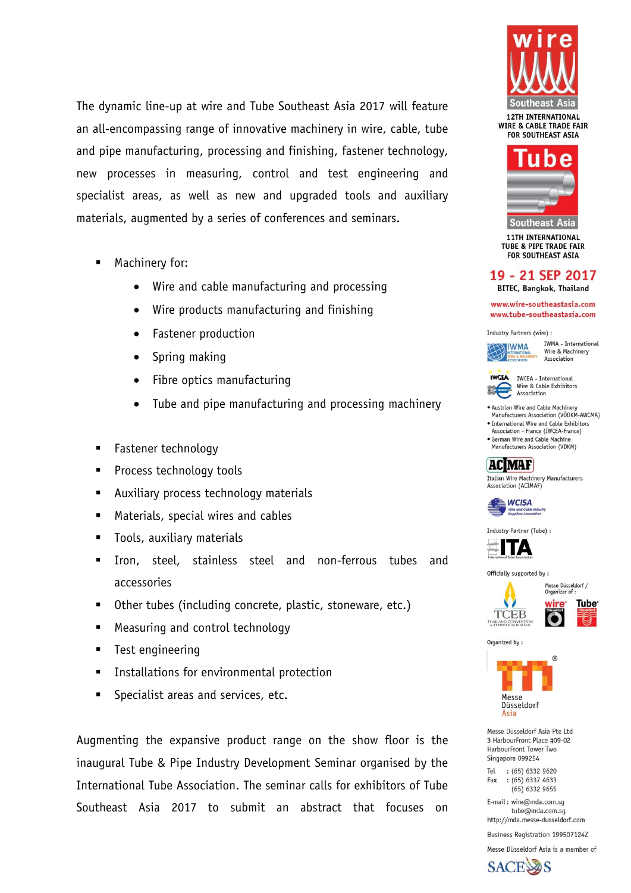The dynamic line-up at wire and Tube Southeast Asia 2017 will feature an all-encompassing range of innovative machinery in wire, cable, tube and pipe manufacturing, processing and finishing, fastener technology, new processes in measuring, control and test engineering and specialist areas, as well as new and upgraded tools and auxiliary materials, augmented by a series of conferences and seminars.

- Machinery for:
  - Wire and cable manufacturing and processing
  - Wire products manufacturing and finishing
  - Fastener production
  - Spring making
  - Fibre optics manufacturing
  - Tube and pipe manufacturing and processing machinery
- Fastener technology
- Process technology tools
- Auxiliary process technology materials
- Materials, special wires and cables
- Tools, auxiliary materials
- Iron, steel, stainless steel and non-ferrous tubes and accessories
- Other tubes (including concrete, plastic, stoneware, etc.)
- Measuring and control technology
- Test engineering
- Installations for environmental protection
- Specialist areas and services, etc.

Augmenting the expansive product range on the show floor is the inaugural Tube & Pipe Industry Development Seminar organised by the International Tube Association. The seminar calls for exhibitors of Tube Southeast Asia 2017 to submit an abstract that focuses on

wire Southeast Asia
12TH INTERNATIONAL WIRE & CABLE TRADE FAIR FOR SOUTHEAST ASIA

Tube Southeast Asia
11TH INTERNATIONAL TUBE & PIPE TRADE FAIR FOR SOUTHEAST ASIA

**19 - 21 SEP 2017**
BITEC, Bangkok, Thailand

www.wire-southeastasia.com
www.tube-southeastasia.com

Industry Partners (wire) :

IWMA - International Wire & Machinery Association

IWCEA - International Wire & Cable Exhibitors Association

- Austrian Wire and Cable Machinery Manufacturers Association (VÖDKM-AWCMA)
- International Wire and Cable Exhibitors Association - France (IWCEA-France)
- German Wire and Cable Machine Manufacturers Association (VDKM)

Italian Wire Machinery Manufacturers Association (ACIMAF)

WCISA Wire and Cable Industry Suppliers Association

Industry Partner (Tube) :

ITA International Tube Association

Officially supported by :

TCEB Thailand Convention & Exhibition Bureau

Messe Düsseldorf / Organizer of :

wire Düsseldorf, Tube Düsseldorf

Organized by :

Messe Düsseldorf Asia

Messe Düsseldorf Asia Pte Ltd
3 HarbourFront Place #09-02
HarbourFront Tower Two
Singapore 099254

Tel : (65) 6332 9620
Fax : (65) 6337 4633
(65) 6332 9655

E-mail : wire@mda.com.sg
tube@mda.com.sg
http://mda.messe-dusseldorf.com

Business Registration 199507124Z

Messe Düsseldorf Asia is a member of SACEOS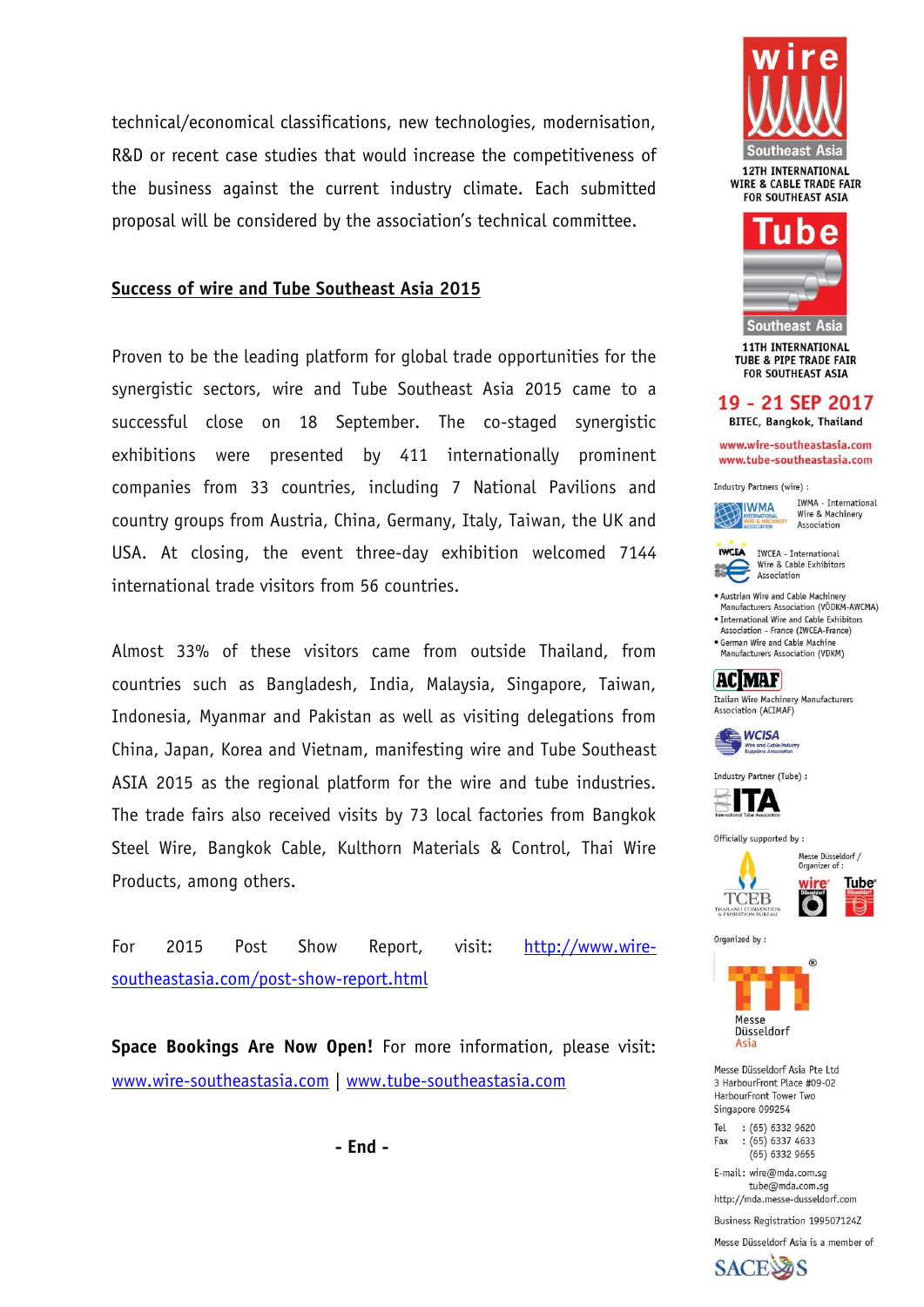technical/economical classifications, new technologies, modernisation, R&D or recent case studies that would increase the competitiveness of the business against the current industry climate. Each submitted proposal will be considered by the association's technical committee.

## Success of wire and Tube Southeast Asia 2015

Proven to be the leading platform for global trade opportunities for the synergistic sectors, wire and Tube Southeast Asia 2015 came to a successful close on 18 September. The co-staged synergistic exhibitions were presented by 411 internationally prominent companies from 33 countries, including 7 National Pavilions and country groups from Austria, China, Germany, Italy, Taiwan, the UK and USA. At closing, the event three-day exhibition welcomed 7144 international trade visitors from 56 countries.

Almost 33% of these visitors came from outside Thailand, from countries such as Bangladesh, India, Malaysia, Singapore, Taiwan, Indonesia, Myanmar and Pakistan as well as visiting delegations from China, Japan, Korea and Vietnam, manifesting wire and Tube Southeast ASIA 2015 as the regional platform for the wire and tube industries. The trade fairs also received visits by 73 local factories from Bangkok Steel Wire, Bangkok Cable, Kulthorn Materials & Control, Thai Wire Products, among others.

For 2015 Post Show Report, visit: [http://www.wire-southeastasia.com/post-show-report.html](http://www.wire-southeastasia.com/post-show-report.html)

**Space Bookings Are Now Open!** For more information, please visit: [www.wire-southeastasia.com](http://www.wire-southeastasia.com) | [www.tube-southeastasia.com](http://www.tube-southeastasia.com)

**- End -**

wire Southeast Asia
12TH INTERNATIONAL WIRE & CABLE TRADE FAIR FOR SOUTHEAST ASIA

Tube Southeast Asia
11TH INTERNATIONAL TUBE & PIPE TRADE FAIR FOR SOUTHEAST ASIA

**19 - 21 SEP 2017**
BITEC, Bangkok, Thailand

www.wire-southeastasia.com
www.tube-southeastasia.com

Industry Partners (wire) :

IWMA - International Wire & Machinery Association

IWCEA - International Wire & Cable Exhibitors Association

- Austrian Wire and Cable Machinery Manufacturers Association (VÖDKM-AWCMA)
- International Wired and Cable Exhibitors Association - France (IWCEA-France)
- German Wire and Cable Machine Manufacturers Association (VDKM)

Italian Wire Machinery Manufacturers Association (ACIMAF)

WCISA Wire and Cable Industry Suppliers Association

Industry Partner (Tube) :

ITA International Tube Association

Officially supported by :

TCEB Thailand Convention & Exhibition Bureau

Messe Düsseldorf / Organizer of :

Organized by :

Messe Düsseldorf Asia

Messe Düsseldorf Asia Pte Ltd
3 HarbourFront Place #09-02
HarbourFront Tower Two
Singapore 099254

Tel : (65) 6332 9620
Fax : (65) 6337 4633
(65) 6332 9655

E-mail: wire@mda.com.sg
tube@mda.com.sg
http://mda.messe-dusseldorf.com

Business Registration 199507124Z

Messe Düsseldorf Asia is a member of SACEOS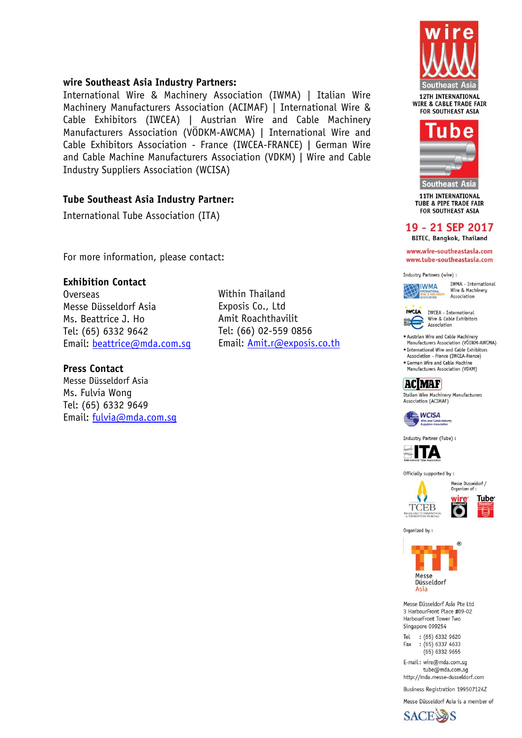**wire Southeast Asia Industry Partners:**

International Wire & Machinery Association (IWMA) | Italian Wire Machinery Manufacturers Association (ACIMAF) | International Wire & Cable Exhibitors (IWCEA) | Austrian Wire and Cable Machinery Manufacturers Association (VÖDKM-AWCMA) | International Wire and Cable Exhibitors Association - France (IWCEA-FRANCE) | German Wire and Cable Machine Manufacturers Association (VDKM) | Wire and Cable Industry Suppliers Association (WCISA)

**Tube Southeast Asia Industry Partner:**

International Tube Association (ITA)

For more information, please contact:

**Exhibition Contact**

Overseas
Messe Düsseldorf Asia
Ms. Beattrice J. Ho
Tel: (65) 6332 9642
Email: beattrice@mda.com.sg

Within Thailand
Exposis Co., Ltd
Amit Roachthavilit
Tel: (66) 02-559 0856
Email: Amit.r@exposis.co.th

**Press Contact**

Messe Düsseldorf Asia
Ms. Fulvia Wong
Tel: (65) 6332 9649
Email: fulvia@mda.com.sg

---

wire Southeast Asia
12TH INTERNATIONAL WIRE & CABLE TRADE FAIR FOR SOUTHEAST ASIA

Tube Southeast Asia
11TH INTERNATIONAL TUBE & PIPE TRADE FAIR FOR SOUTHEAST ASIA

**19 - 21 SEP 2017**
BITEC, Bangkok, Thailand

www.wire-southeastasia.com
www.tube-southeastasia.com

Industry Partners (wire) :

IWMA - International Wire & Machinery Association

IWCEA - International Wire & Cable Exhibitors Association

- Austrian Wire and Cable Machinery Manufacturers Association (VÖDKM-AWCMA)
- International Wire and Cable Exhibitors Association - France (IWCEA-France)
- German Wire and Cable Machine Manufacturers Association (VDKM)

Italian Wire Machinery Manufacturers Association (ACIMAF)

WCISA Wire and Cable Industry Suppliers Association

Industry Partner (Tube) :

ITA International Tube Association

Officially supported by :

TCEB Thailand Convention & Exhibition Bureau

Messe Düsseldorf / Organizer of :

Organized by :

Messe Düsseldorf Asia

Messe Düsseldorf Asia Pte Ltd
3 HarbourFront Place #09-02
HarbourFront Tower Two
Singapore 099254

Tel : (65) 6332 9620
Fax : (65) 6337 4633
(65) 6332 9655

E-mail: wire@mda.com.sg
tube@mda.com.sg
http://mda.messe-duesseldorf.com

Business Registration 199507124Z

Messe Düsseldorf Asia is a member of SACEOS